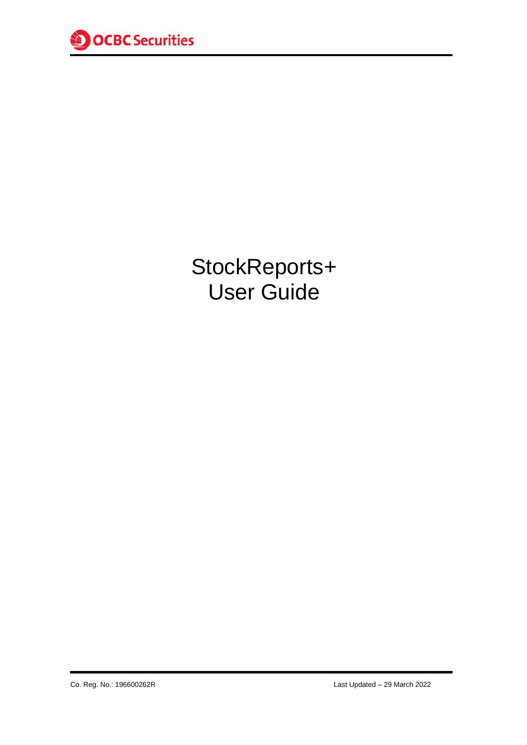OCBC Securities

# StockReports+ User Guide

Co. Reg. No.: 196600262R

Last Updated – 29 March 2022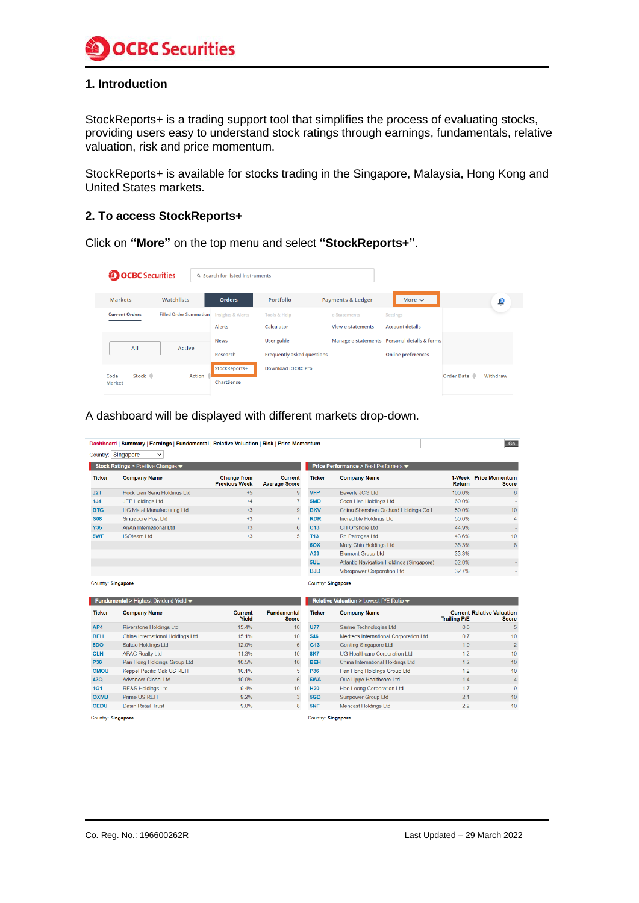## 1. Introduction

StockReports+ is a trading support tool that simplifies the process of evaluating stocks, providing users easy to understand stock ratings through earnings, fundamentals, relative valuation, risk and price momentum.

StockReports+ is available for stocks trading in the Singapore, Malaysia, Hong Kong and United States markets.

## 2. To access StockReports+

Click on **"More"** on the top menu and select **"StockReports+"**.

A dashboard will be displayed with different markets drop-down.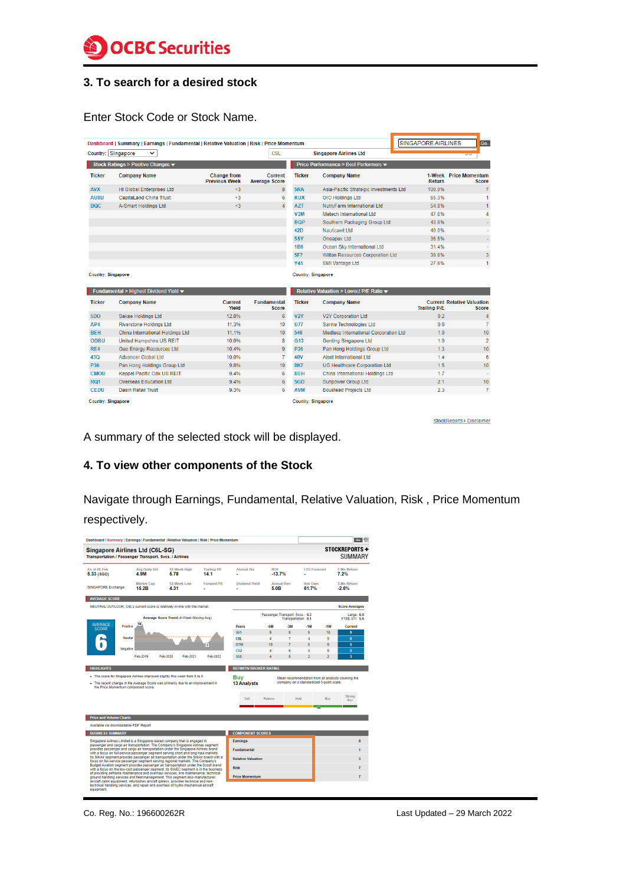## 3. To search for a desired stock

Enter Stock Code or Stock Name.

Dashboard | Summary | Earnings | Fundamental | Relative Valuation | Risk | Price Momentum

SINGAPORE AIRLINES Go

Country: Singapore — C6L Singapore Airlines Ltd

**Stock Ratings > Positive Changes**

| Ticker | Company Name | Change from Previous Week | Current Average Score |
|---|---|---|---|
| AVX | HI Global Enterprises Ltd | +3 | 8 |
| AU8U | CapitaLand China Trust | +3 | 6 |
| BQC | A-Smart Holdings Ltd | +3 | 4 |

Country: Singapore

**Price Performance > Best Performers**

| Ticker | Company Name | 1-Week Return | Price Momentum Score |
|---|---|---|---|
| 5RA | Asia-Pacific Strategic Investments Ltd | 100.0% | 7 |
| KUX | OIO Holdings Ltd | 65.3% | 1 |
| AZT | NutryFarm International Ltd | 54.8% | 1 |
| V3M | Metech International Ltd | 47.6% | 4 |
| BQP | Southern Packaging Group Ltd | 43.8% | - |
| 42D | Nauticawt Ltd | 40.0% | - |
| 5SY | Oneapex Ltd | 36.6% | - |
| 1B6 | Ocean Sky International Ltd | 31.4% | - |
| 5F7 | Wilton Resources Corporation Ltd | 30.8% | 3 |
| Y45 | SMI Vantage Ltd | 27.6% | 1 |

Country: Singapore

**Fundamental > Highest Dividend Yield**

| Ticker | Company Name | Current Yield | Fundamental Score |
|---|---|---|---|
| 5DO | Sakae Holdings Ltd | 12.8% | 6 |
| AP4 | Riverstone Holdings Ltd | 11.3% | 10 |
| BEH | China International Holdings Ltd | 11.1% | 10 |
| ODBU | United Hampshire US REIT | 10.9% | 8 |
| RE4 | Geo Energy Resources Ltd | 10.4% | 9 |
| 43Q | Advancer Global Ltd | 10.0% | 7 |
| P36 | Pan Hong Holdings Group Ltd | 9.8% | 10 |
| CMOU | Keppel Pacific Oak US REIT | 9.4% | 6 |
| RQ1 | Overseas Education Ltd | 9.4% | 6 |
| CEDU | Dasin Retail Trust | 9.3% | 6 |

Country: Singapore

**Relative Valuation > Lowest P/E Ratio**

| Ticker | Company Name | Current Trailing P/E | Relative Valuation Score |
|---|---|---|---|
| V2Y | V2Y Corporation Ltd | 0.2 | 4 |
| U77 | Sarine Technologies Ltd | 0.6 | 7 |
| 546 | Medtecs International Corporation Ltd | 1.0 | 10 |
| G13 | Genting Singapore Ltd | 1.0 | 2 |
| P36 | Pan Hong Holdings Group Ltd | 1.3 | 10 |
| 40V | Alset International Ltd | 1.4 | 6 |
| 8K7 | UG Healthcare Corporation Ltd | 1.5 | 10 |
| BEH | China International Holdings Ltd | 1.7 | - |
| 5GD | Sunpower Group Ltd | 2.1 | 10 |
| AVM | Boustead Projects Ltd | 2.3 | 7 |

Country: Singapore

StockReports+ Disclaimer

A summary of the selected stock will be displayed.

## 4. To view other components of the Stock

Navigate through Earnings, Fundamental, Relative Valuation, Risk , Price Momentum respectively.

Dashboard | Summary | Earnings | Fundamental | Relative Valuation | Risk | Price Momentum

**Singapore Airlines Ltd (C6L-SG)**
Transportation / Passenger Transport. Svcs. / Airlines

STOCKREPORTS+ SUMMARY

AVERAGE SCORE 6

COMPONENT SCORES

| Component | Score |
|---|---|
| Earnings | 8 |
| Fundamental | 1 |
| Relative Valuation | 3 |
| Risk | 7 |
| Price Momentum | 7 |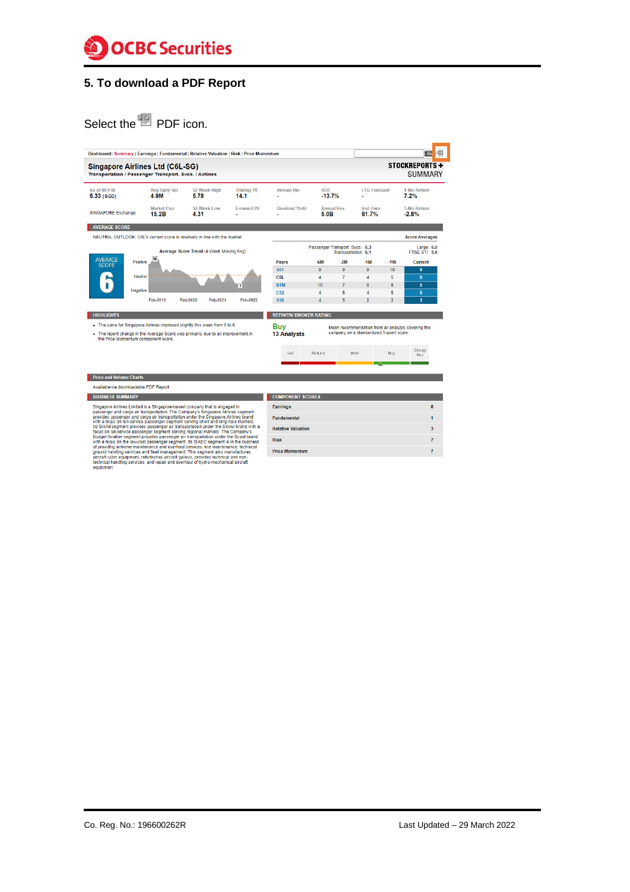## 5. To download a PDF Report

Select the PDF icon.

Dashboard | Summary | Earnings | Fundamental | Relative Valuation | Risk | Price Momentum

**Singapore Airlines Ltd (C6L-SG)**
Transportation / Passenger Transport. Svcs. / Airlines

STOCKREPORTS+
SUMMARY

| | | | | | | | | |
|---|---|---|---|---|---|---|---|---|
| As of 08-Feb 5.33 (SGD) | Avg Daily Vol 4.9M | 52-Week High 5.78 | Trailing PE 14.1 | Annual Div - | ROE -13.7% | LTG Forecast - | 1-Mo Return 7.2% |
| SINGAPORE Exchange | Market Cap 15.2B | 52-Week Low 4.31 | Forward PE - | Dividend Yield - | Annual Rev 5.0B | Inst Own 61.7% | 3-Mo Return -2.6% |

**AVERAGE SCORE**

NEUTRAL OUTLOOK: C6L's current score is relatively in-line with the market.

AVERAGE SCORE 6

Average Score Trend (4-Week Moving Avg)

Positive
Neutral
Negative
10
3
Feb-2019 Feb-2020 Feb-2021 Feb-2022

Score Averages

Passenger Transport. Svcs.: 6.3
Transportation: 6.1

Large: 6.0
FTSE STI: 5.6

| Peers | -6M | -3M | -1M | -1W | Current |
|---|---|---|---|---|---|
| S61 | 9 | 9 | 9 | 10 | 9 |
| C6L | 4 | 7 | 4 | 5 | 6 |
| BTM | 10 | 7 | 8 | 8 | 5 |
| C52 | 4 | 6 | 4 | 5 | 5 |
| S58 | 4 | 5 | 2 | 2 | 3 |

**HIGHLIGHTS**

- The score for Singapore Airlines improved slightly this week from 5 to 6.
- The recent change in the Average Score was primarily due to an improvement in the Price Momentum component score.

**REFINITIV BROKER RATING**

Buy
13 Analysts

Mean recommendation from all analysts covering the company on a standardized 5-point scale.

Sell | Reduce | Hold | Buy | Strong Buy

**Price and Volume Charts**

Available via downloadable PDF Report

**BUSINESS SUMMARY**

Singapore Airlines Limited is a Singapore-based company that is engaged in passenger and cargo air transportation. The Company's Singapore Airlines segment provides passenger and cargo air transportation under the Singapore Airlines brand with a focus on full-service passenger segment serving short and long-haul markets. Its SilkAir segment provides passenger air transportation under the SilkAir brand with a focus on full-service passenger segment serving regional markets. The Company's Budget Aviation segment provides passenger air transportation under the Scoot brand with a focus on the low-cost passenger segment. Its SIAEC segment is in the business of providing airframe maintenance and overhaul services, line maintenance, technical ground handling services and fleet management. This segment also manufactures aircraft cabin equipment, refurbishes aircraft galleys, provides technical and non-technical handling services, and repair and overhaul of hydro-mechanical aircraft equipment.

**COMPONENT SCORES**

| | |
|---|---|
| Earnings | 8 |
| Fundamental | 1 |
| Relative Valuation | 3 |
| Risk | 7 |
| Price Momentum | 7 |

Co. Reg. No.: 196600262R

Last Updated – 29 March 2022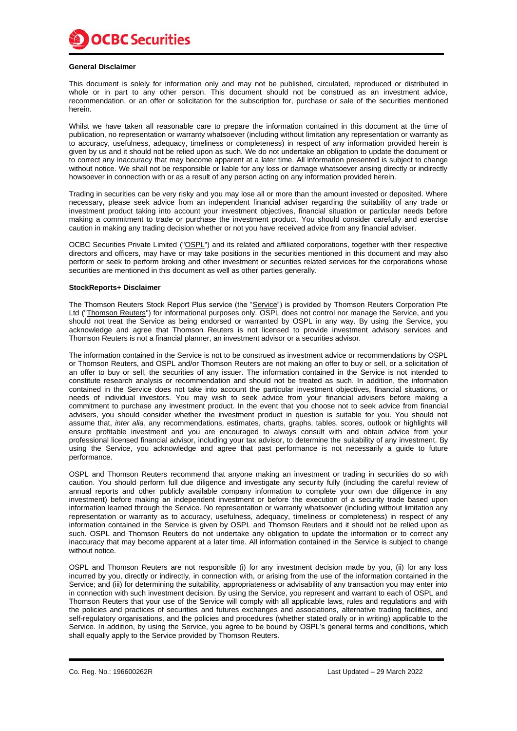**General Disclaimer**

This document is solely for information only and may not be published, circulated, reproduced or distributed in whole or in part to any other person. This document should not be construed as an investment advice, recommendation, or an offer or solicitation for the subscription for, purchase or sale of the securities mentioned herein.

Whilst we have taken all reasonable care to prepare the information contained in this document at the time of publication, no representation or warranty whatsoever (including without limitation any representation or warranty as to accuracy, usefulness, adequacy, timeliness or completeness) in respect of any information provided herein is given by us and it should not be relied upon as such. We do not undertake an obligation to update the document or to correct any inaccuracy that may become apparent at a later time. All information presented is subject to change without notice. We shall not be responsible or liable for any loss or damage whatsoever arising directly or indirectly howsoever in connection with or as a result of any person acting on any information provided herein.

Trading in securities can be very risky and you may lose all or more than the amount invested or deposited. Where necessary, please seek advice from an independent financial adviser regarding the suitability of any trade or investment product taking into account your investment objectives, financial situation or particular needs before making a commitment to trade or purchase the investment product. You should consider carefully and exercise caution in making any trading decision whether or not you have received advice from any financial adviser.

OCBC Securities Private Limited ("OSPL") and its related and affiliated corporations, together with their respective directors and officers, may have or may take positions in the securities mentioned in this document and may also perform or seek to perform broking and other investment or securities related services for the corporations whose securities are mentioned in this document as well as other parties generally.

**StockReports+ Disclaimer**

The Thomson Reuters Stock Report Plus service (the "Service") is provided by Thomson Reuters Corporation Pte Ltd ("Thomson Reuters") for informational purposes only. OSPL does not control nor manage the Service, and you should not treat the Service as being endorsed or warranted by OSPL in any way. By using the Service, you acknowledge and agree that Thomson Reuters is not licensed to provide investment advisory services and Thomson Reuters is not a financial planner, an investment advisor or a securities advisor.

The information contained in the Service is not to be construed as investment advice or recommendations by OSPL or Thomson Reuters, and OSPL and/or Thomson Reuters are not making an offer to buy or sell, or a solicitation of an offer to buy or sell, the securities of any issuer. The information contained in the Service is not intended to constitute research analysis or recommendation and should not be treated as such. In addition, the information contained in the Service does not take into account the particular investment objectives, financial situations, or needs of individual investors. You may wish to seek advice from your financial advisers before making a commitment to purchase any investment product. In the event that you choose not to seek advice from financial advisers, you should consider whether the investment product in question is suitable for you. You should not assume that, *inter alia*, any recommendations, estimates, charts, graphs, tables, scores, outlook or highlights will ensure profitable investment and you are encouraged to always consult with and obtain advice from your professional licensed financial advisor, including your tax advisor, to determine the suitability of any investment. By using the Service, you acknowledge and agree that past performance is not necessarily a guide to future performance.

OSPL and Thomson Reuters recommend that anyone making an investment or trading in securities do so with caution. You should perform full due diligence and investigate any security fully (including the careful review of annual reports and other publicly available company information to complete your own due diligence in any investment) before making an independent investment or before the execution of a security trade based upon information learned through the Service. No representation or warranty whatsoever (including without limitation any representation or warranty as to accuracy, usefulness, adequacy, timeliness or completeness) in respect of any information contained in the Service is given by OSPL and Thomson Reuters and it should not be relied upon as such. OSPL and Thomson Reuters do not undertake any obligation to update the information or to correct any inaccuracy that may become apparent at a later time. All information contained in the Service is subject to change without notice.

OSPL and Thomson Reuters are not responsible (i) for any investment decision made by you, (ii) for any loss incurred by you, directly or indirectly, in connection with, or arising from the use of the information contained in the Service; and (iii) for determining the suitability, appropriateness or advisability of any transaction you may enter into in connection with such investment decision. By using the Service, you represent and warrant to each of OSPL and Thomson Reuters that your use of the Service will comply with all applicable laws, rules and regulations and with the policies and practices of securities and futures exchanges and associations, alternative trading facilities, and self-regulatory organisations, and the policies and procedures (whether stated orally or in writing) applicable to the Service. In addition, by using the Service, you agree to be bound by OSPL's general terms and conditions, which shall equally apply to the Service provided by Thomson Reuters.

Co. Reg. No.: 196600262R

Last Updated – 29 March 2022